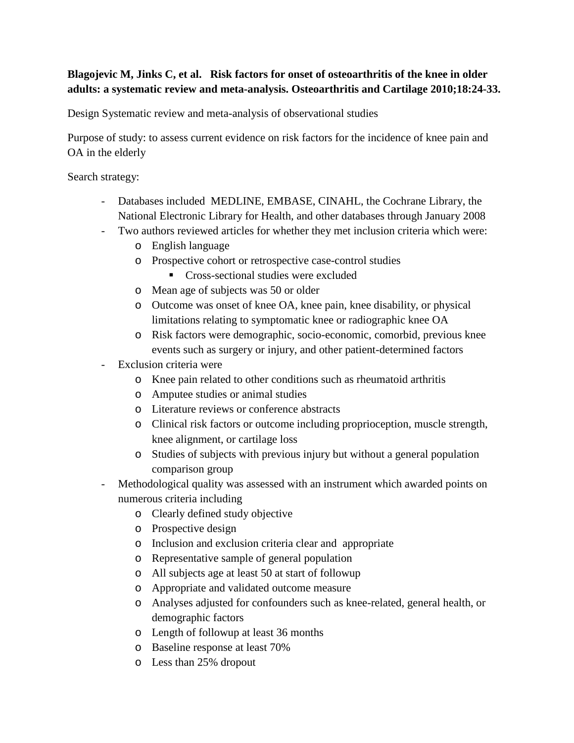**Blagojevic M, Jinks C, et al. Risk factors for onset of osteoarthritis of the knee in older adults: a systematic review and meta-analysis. Osteoarthritis and Cartilage 2010;18:24-33.**

Design Systematic review and meta-analysis of observational studies

Purpose of study: to assess current evidence on risk factors for the incidence of knee pain and OA in the elderly

Search strategy:

- Databases included MEDLINE, EMBASE, CINAHL, the Cochrane Library, the National Electronic Library for Health, and other databases through January 2008
- Two authors reviewed articles for whether they met inclusion criteria which were:
    - English language
    - Prospective cohort or retrospective case-control studies
        - Cross-sectional studies were excluded
    - Mean age of subjects was 50 or older
    - Outcome was onset of knee OA, knee pain, knee disability, or physical limitations relating to symptomatic knee or radiographic knee OA
    - Risk factors were demographic, socio-economic, comorbid, previous knee events such as surgery or injury, and other patient-determined factors
- Exclusion criteria were
    - Knee pain related to other conditions such as rheumatoid arthritis
    - Amputee studies or animal studies
    - Literature reviews or conference abstracts
    - Clinical risk factors or outcome including proprioception, muscle strength, knee alignment, or cartilage loss
    - Studies of subjects with previous injury but without a general population comparison group
- Methodological quality was assessed with an instrument which awarded points on numerous criteria including
    - Clearly defined study objective
    - Prospective design
    - Inclusion and exclusion criteria clear and appropriate
    - Representative sample of general population
    - All subjects age at least 50 at start of followup
    - Appropriate and validated outcome measure
    - Analyses adjusted for confounders such as knee-related, general health, or demographic factors
    - Length of followup at least 36 months
    - Baseline response at least 70%
    - Less than 25% dropout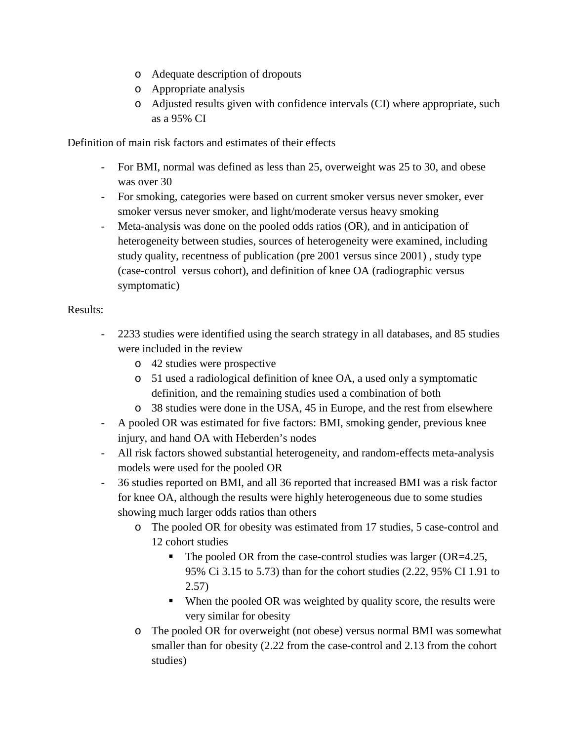- Adequate description of dropouts
  - Appropriate analysis
  - Adjusted results given with confidence intervals (CI) where appropriate, such as a 95% CI

Definition of main risk factors and estimates of their effects

- For BMI, normal was defined as less than 25, overweight was 25 to 30, and obese was over 30
- For smoking, categories were based on current smoker versus never smoker, ever smoker versus never smoker, and light/moderate versus heavy smoking
- Meta-analysis was done on the pooled odds ratios (OR), and in anticipation of heterogeneity between studies, sources of heterogeneity were examined, including study quality, recentness of publication (pre 2001 versus since 2001) , study type (case-control versus cohort), and definition of knee OA (radiographic versus symptomatic)

Results:

- 2233 studies were identified using the search strategy in all databases, and 85 studies were included in the review
  - 42 studies were prospective
  - 51 used a radiological definition of knee OA, a used only a symptomatic definition, and the remaining studies used a combination of both
  - 38 studies were done in the USA, 45 in Europe, and the rest from elsewhere
- A pooled OR was estimated for five factors: BMI, smoking gender, previous knee injury, and hand OA with Heberden's nodes
- All risk factors showed substantial heterogeneity, and random-effects meta-analysis models were used for the pooled OR
- 36 studies reported on BMI, and all 36 reported that increased BMI was a risk factor for knee OA, although the results were highly heterogeneous due to some studies showing much larger odds ratios than others
  - The pooled OR for obesity was estimated from 17 studies, 5 case-control and 12 cohort studies
    - The pooled OR from the case-control studies was larger (OR=4.25, 95% Ci 3.15 to 5.73) than for the cohort studies (2.22, 95% CI 1.91 to 2.57)
    - When the pooled OR was weighted by quality score, the results were very similar for obesity
  - The pooled OR for overweight (not obese) versus normal BMI was somewhat smaller than for obesity (2.22 from the case-control and 2.13 from the cohort studies)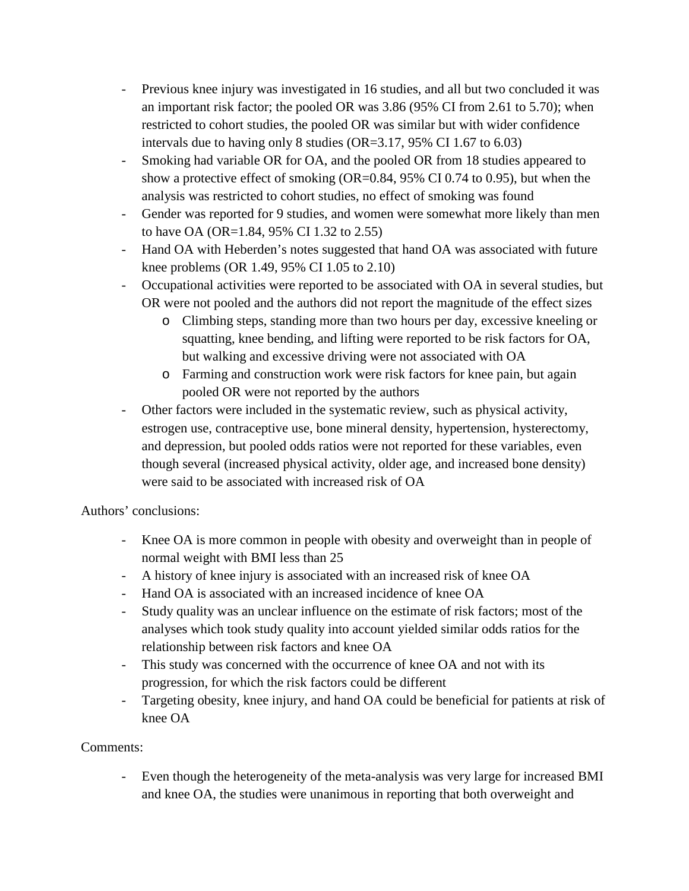- Previous knee injury was investigated in 16 studies, and all but two concluded it was an important risk factor; the pooled OR was 3.86 (95% CI from 2.61 to 5.70); when restricted to cohort studies, the pooled OR was similar but with wider confidence intervals due to having only 8 studies (OR=3.17, 95% CI 1.67 to 6.03)
- Smoking had variable OR for OA, and the pooled OR from 18 studies appeared to show a protective effect of smoking (OR=0.84, 95% CI 0.74 to 0.95), but when the analysis was restricted to cohort studies, no effect of smoking was found
- Gender was reported for 9 studies, and women were somewhat more likely than men to have OA (OR=1.84, 95% CI 1.32 to 2.55)
- Hand OA with Heberden's notes suggested that hand OA was associated with future knee problems (OR 1.49, 95% CI 1.05 to 2.10)
- Occupational activities were reported to be associated with OA in several studies, but OR were not pooled and the authors did not report the magnitude of the effect sizes
  - Climbing steps, standing more than two hours per day, excessive kneeling or squatting, knee bending, and lifting were reported to be risk factors for OA, but walking and excessive driving were not associated with OA
  - Farming and construction work were risk factors for knee pain, but again pooled OR were not reported by the authors
- Other factors were included in the systematic review, such as physical activity, estrogen use, contraceptive use, bone mineral density, hypertension, hysterectomy, and depression, but pooled odds ratios were not reported for these variables, even though several (increased physical activity, older age, and increased bone density) were said to be associated with increased risk of OA

Authors' conclusions:

- Knee OA is more common in people with obesity and overweight than in people of normal weight with BMI less than 25
- A history of knee injury is associated with an increased risk of knee OA
- Hand OA is associated with an increased incidence of knee OA
- Study quality was an unclear influence on the estimate of risk factors; most of the analyses which took study quality into account yielded similar odds ratios for the relationship between risk factors and knee OA
- This study was concerned with the occurrence of knee OA and not with its progression, for which the risk factors could be different
- Targeting obesity, knee injury, and hand OA could be beneficial for patients at risk of knee OA

Comments:

- Even though the heterogeneity of the meta-analysis was very large for increased BMI and knee OA, the studies were unanimous in reporting that both overweight and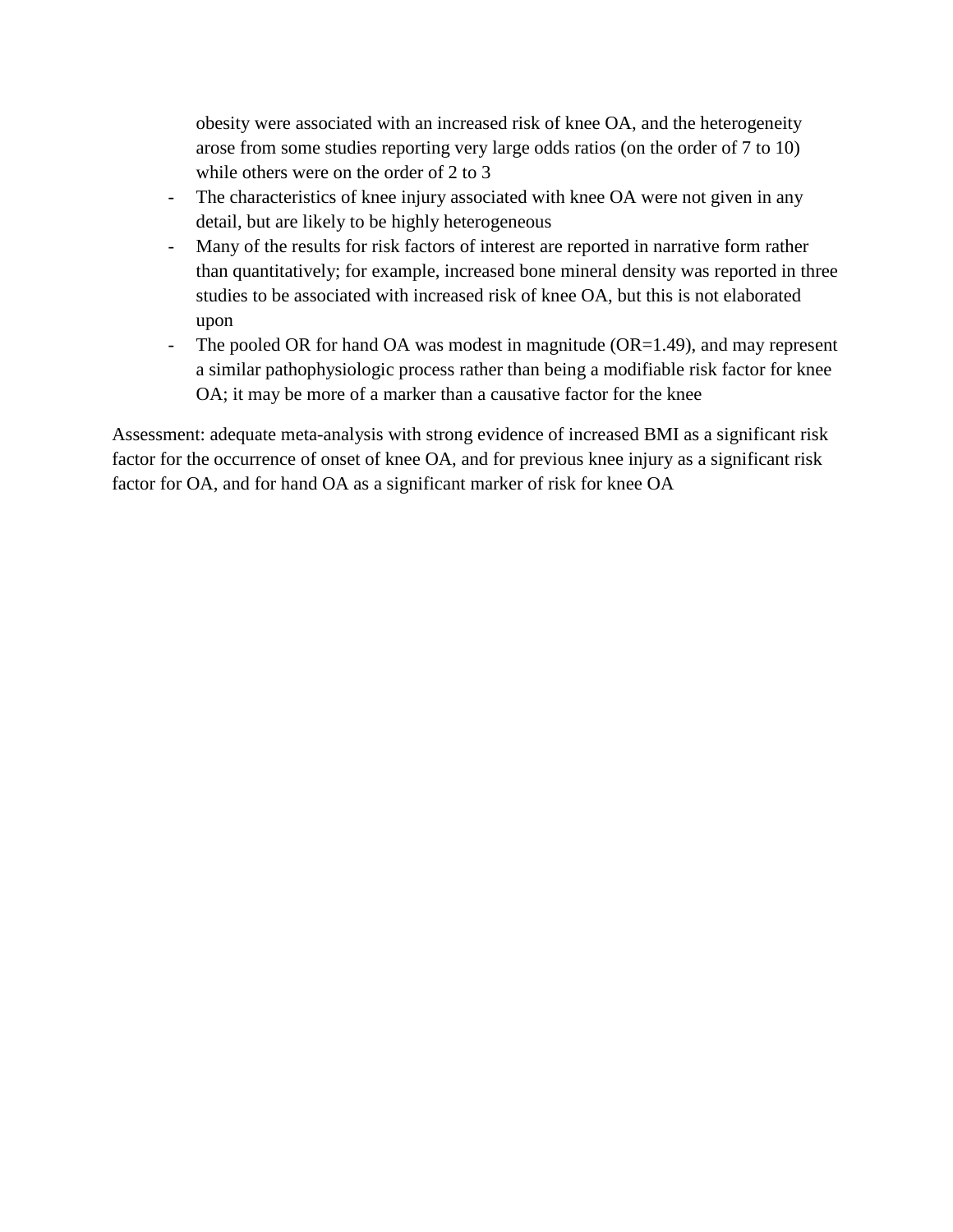obesity were associated with an increased risk of knee OA, and the heterogeneity arose from some studies reporting very large odds ratios (on the order of 7 to 10) while others were on the order of 2 to 3

- The characteristics of knee injury associated with knee OA were not given in any detail, but are likely to be highly heterogeneous
- Many of the results for risk factors of interest are reported in narrative form rather than quantitatively; for example, increased bone mineral density was reported in three studies to be associated with increased risk of knee OA, but this is not elaborated upon
- The pooled OR for hand OA was modest in magnitude (OR=1.49), and may represent a similar pathophysiologic process rather than being a modifiable risk factor for knee OA; it may be more of a marker than a causative factor for the knee

Assessment: adequate meta-analysis with strong evidence of increased BMI as a significant risk factor for the occurrence of onset of knee OA, and for previous knee injury as a significant risk factor for OA, and for hand OA as a significant marker of risk for knee OA